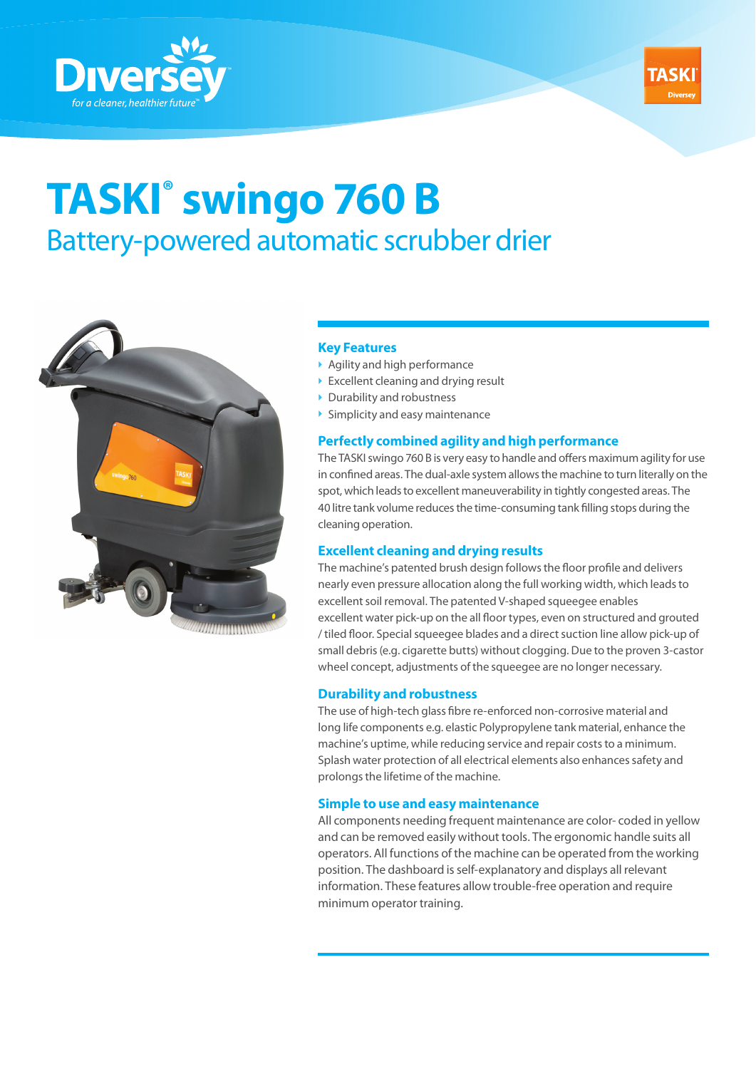# TASKI® swingo 760 B

## Battery-powered automatic scrubber drier

### Key Features

- Agility and high performance
- Excellent cleaning and drying result
- Durability and robustness
- Simplicity and easy maintenance

### Perfectly combined agility and high performance

The TASKI swingo 760 B is very easy to handle and offers maximum agility for use in confined areas. The dual-axle system allows the machine to turn literally on the spot, which leads to excellent maneuverability in tightly congested areas. The 40 litre tank volume reduces the time-consuming tank filling stops during the cleaning operation.

### Excellent cleaning and drying results

The machine's patented brush design follows the floor profile and delivers nearly even pressure allocation along the full working width, which leads to excellent soil removal. The patented V-shaped squeegee enables excellent water pick-up on the all floor types, even on structured and grouted / tiled floor. Special squeegee blades and a direct suction line allow pick-up of small debris (e.g. cigarette butts) without clogging. Due to the proven 3-castor wheel concept, adjustments of the squeegee are no longer necessary.

### Durability and robustness

The use of high-tech glass fibre re-enforced non-corrosive material and long life components e.g. elastic Polypropylene tank material, enhance the machine's uptime, while reducing service and repair costs to a minimum. Splash water protection of all electrical elements also enhances safety and prolongs the lifetime of the machine.

### Simple to use and easy maintenance

All components needing frequent maintenance are color- coded in yellow and can be removed easily without tools. The ergonomic handle suits all operators. All functions of the machine can be operated from the working position. The dashboard is self-explanatory and displays all relevant information. These features allow trouble-free operation and require minimum operator training.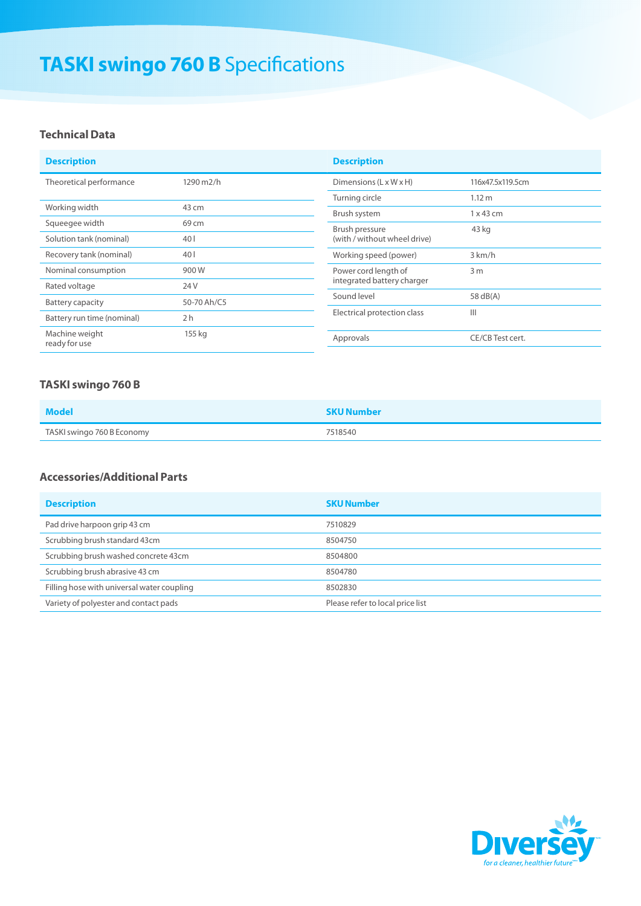# TASKI swingo 760 B Specifications

## Technical Data

| Description | |
|---|---|
| Theoretical performance | 1290 m2/h |
| Working width | 43 cm |
| Squeegee width | 69 cm |
| Solution tank (nominal) | 40 l |
| Recovery tank (nominal) | 40 l |
| Nominal consumption | 900 W |
| Rated voltage | 24 V |
| Battery capacity | 50-70 Ah/C5 |
| Battery run time (nominal) | 2 h |
| Machine weight ready for use | 155 kg |

| Description | |
|---|---|
| Dimensions (L x W x H) | 116x47.5x119.5cm |
| Turning circle | 1.12 m |
| Brush system | 1 x 43 cm |
| Brush pressure (with / without wheel drive) | 43 kg |
| Working speed (power) | 3 km/h |
| Power cord length of integrated battery charger | 3 m |
| Sound level | 58 dB(A) |
| Electrical protection class | III |
| Approvals | CE/CB Test cert. |

## TASKI swingo 760 B

| Model | SKU Number |
|---|---|
| TASKI swingo 760 B Economy | 7518540 |

## Accessories/Additional Parts

| Description | SKU Number |
|---|---|
| Pad drive harpoon grip 43 cm | 7510829 |
| Scrubbing brush standard 43cm | 8504750 |
| Scrubbing brush washed concrete 43cm | 8504800 |
| Scrubbing brush abrasive 43 cm | 8504780 |
| Filling hose with universal water coupling | 8502830 |
| Variety of polyester and contact pads | Please refer to local price list |

Diversey
for a cleaner, healthier future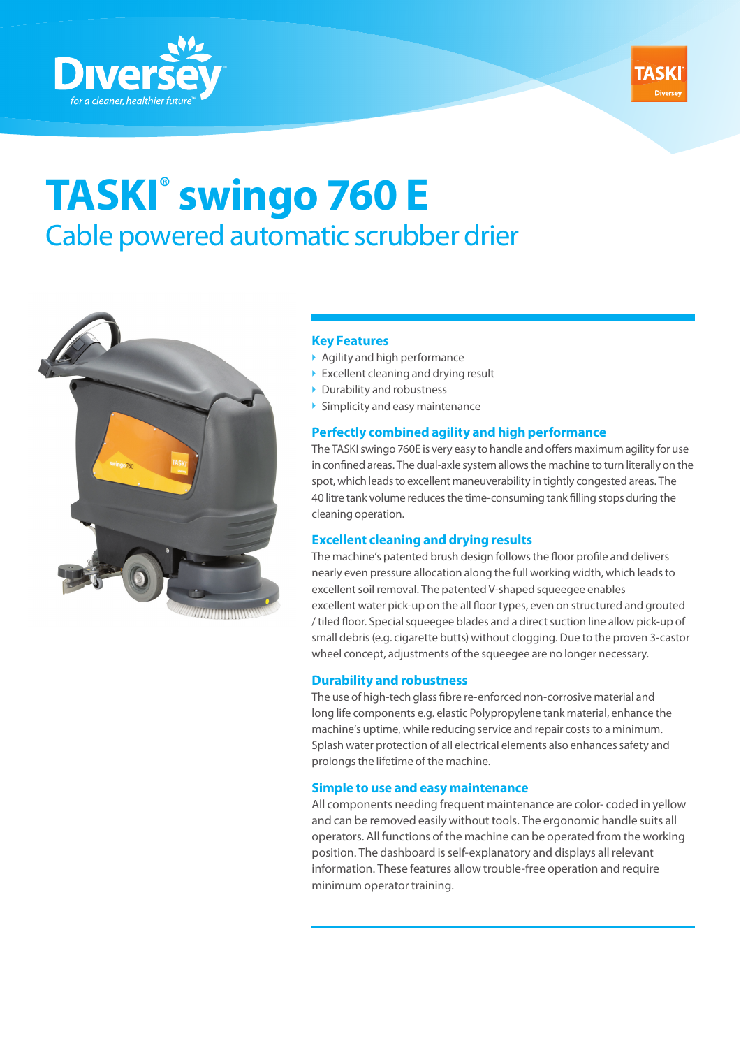# TASKI® swingo 760 E

## Cable powered automatic scrubber drier

### Key Features

- Agility and high performance
- Excellent cleaning and drying result
- Durability and robustness
- Simplicity and easy maintenance

### Perfectly combined agility and high performance

The TASKI swingo 760E is very easy to handle and offers maximum agility for use in confined areas. The dual-axle system allows the machine to turn literally on the spot, which leads to excellent maneuverability in tightly congested areas. The 40 litre tank volume reduces the time-consuming tank filling stops during the cleaning operation.

### Excellent cleaning and drying results

The machine's patented brush design follows the floor profile and delivers nearly even pressure allocation along the full working width, which leads to excellent soil removal. The patented V-shaped squeegee enables excellent water pick-up on the all floor types, even on structured and grouted / tiled floor. Special squeegee blades and a direct suction line allow pick-up of small debris (e.g. cigarette butts) without clogging. Due to the proven 3-castor wheel concept, adjustments of the squeegee are no longer necessary.

### Durability and robustness

The use of high-tech glass fibre re-enforced non-corrosive material and long life components e.g. elastic Polypropylene tank material, enhance the machine's uptime, while reducing service and repair costs to a minimum. Splash water protection of all electrical elements also enhances safety and prolongs the lifetime of the machine.

### Simple to use and easy maintenance

All components needing frequent maintenance are color- coded in yellow and can be removed easily without tools. The ergonomic handle suits all operators. All functions of the machine can be operated from the working position. The dashboard is self-explanatory and displays all relevant information. These features allow trouble-free operation and require minimum operator training.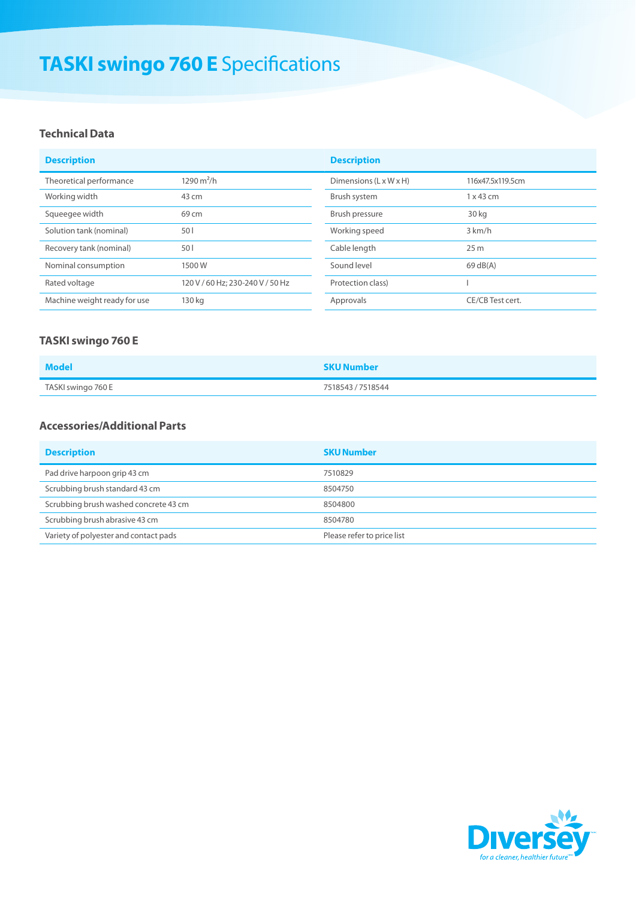# TASKI swingo 760 E Specifications

## Technical Data

| Description | | Description | |
|---|---|---|---|
| Theoretical performance | 1290 $m^2$/h | Dimensions (L x W x H) | 116x47.5x119.5cm |
| Working width | 43 cm | Brush system | 1 x 43 cm |
| Squeegee width | 69 cm | Brush pressure | 30 kg |
| Solution tank (nominal) | 50 l | Working speed | 3 km/h |
| Recovery tank (nominal) | 50 l | Cable length | 25 m |
| Nominal consumption | 1500 W | Sound level | 69 dB(A) |
| Rated voltage | 120 V / 60 Hz; 230-240 V / 50 Hz | Protection class) | I |
| Machine weight ready for use | 130 kg | Approvals | CE/CB Test cert. |

## TASKI swingo 760 E

| Model | SKU Number |
|---|---|
| TASKI swingo 760 E | 7518543 / 7518544 |

## Accessories/Additional Parts

| Description | SKU Number |
|---|---|
| Pad drive harpoon grip 43 cm | 7510829 |
| Scrubbing brush standard 43 cm | 8504750 |
| Scrubbing brush washed concrete 43 cm | 8504800 |
| Scrubbing brush abrasive 43 cm | 8504780 |
| Variety of polyester and contact pads | Please refer to price list |

Diversey
*for a cleaner, healthier future*